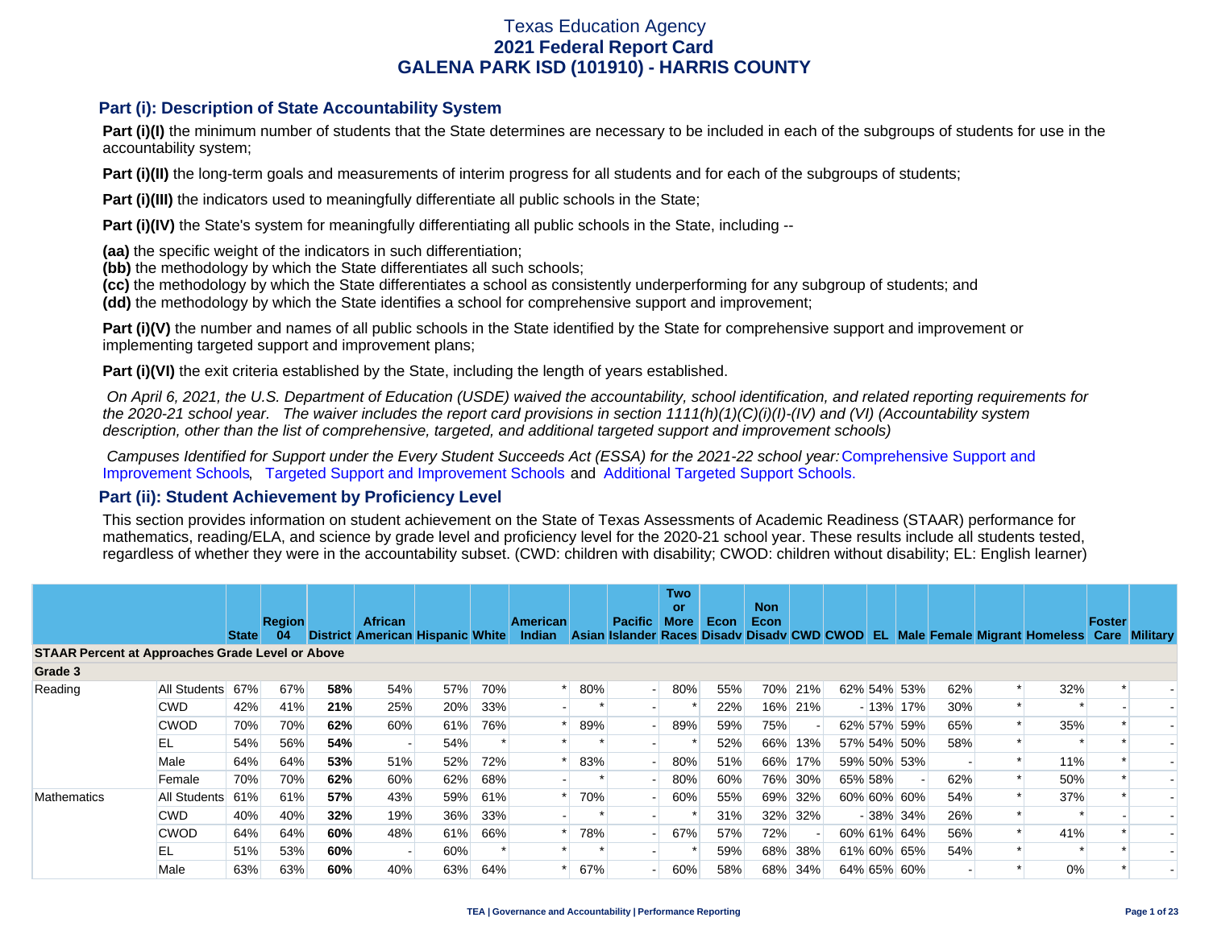# Texas Education Agency
## 2021 Federal Report Card
## GALENA PARK ISD (101910) - HARRIS COUNTY

### Part (i): Description of State Accountability System

**Part (i)(I)** the minimum number of students that the State determines are necessary to be included in each of the subgroups of students for use in the accountability system;

**Part (i)(II)** the long-term goals and measurements of interim progress for all students and for each of the subgroups of students;

**Part (i)(III)** the indicators used to meaningfully differentiate all public schools in the State;

**Part (i)(IV)** the State's system for meaningfully differentiating all public schools in the State, including --

**(aa)** the specific weight of the indicators in such differentiation;
**(bb)** the methodology by which the State differentiates all such schools;
**(cc)** the methodology by which the State differentiates a school as consistently underperforming for any subgroup of students; and
**(dd)** the methodology by which the State identifies a school for comprehensive support and improvement;

**Part (i)(V)** the number and names of all public schools in the State identified by the State for comprehensive support and improvement or implementing targeted support and improvement plans;

**Part (i)(VI)** the exit criteria established by the State, including the length of years established.

*On April 6, 2021, the U.S. Department of Education (USDE) waived the accountability, school identification, and related reporting requirements for the 2020-21 school year. The waiver includes the report card provisions in section 1111(h)(1)(C)(i)(I)-(IV) and (VI) (Accountability system description, other than the list of comprehensive, targeted, and additional targeted support and improvement schools)*

*Campuses Identified for Support under the Every Student Succeeds Act (ESSA) for the 2021-22 school year:* Comprehensive Support and Improvement Schools, Targeted Support and Improvement Schools and Additional Targeted Support Schools.

### Part (ii): Student Achievement by Proficiency Level

This section provides information on student achievement on the State of Texas Assessments of Academic Readiness (STAAR) performance for mathematics, reading/ELA, and science by grade level and proficiency level for the 2020-21 school year. These results include all students tested, regardless of whether they were in the accountability subset. (CWD: children with disability; CWOD: children without disability; EL: English learner)

| | | State | Region 04 | District | African American | Hispanic | White | American Indian | Asian | Pacific Islander | Two or More Races | Econ Disadv | Non Econ Disadv | CWD | CWOD | EL | Male | Female | Migrant | Homeless | Foster Care | Military |
|---|---|---|---|---|---|---|---|---|---|---|---|---|---|---|---|---|---|---|---|---|---|---|
| **STAAR Percent at Approaches Grade Level or Above** | | | | | | | | | | | | | | | | | | | | | | |
| **Grade 3** | | | | | | | | | | | | | | | | | | | | | | |
| Reading | All Students | 67% | 67% | **58%** | 54% | 57% | 70% | * | 80% | - | 80% | 55% | 70% | 21% | 62% | 54% | 53% | 62% | * | 32% | * | - |
| | CWD | 42% | 41% | **21%** | 25% | 20% | 33% | - | * | - | * | 22% | 16% | 21% | - | 13% | 17% | 30% | * | * | - | - |
| | CWOD | 70% | 70% | **62%** | 60% | 61% | 76% | * | 89% | - | 89% | 59% | 75% | - | 62% | 57% | 59% | 65% | * | 35% | * | - |
| | EL | 54% | 56% | **54%** | - | 54% | * | * | * | - | * | 52% | 66% | 13% | 57% | 54% | 50% | 58% | * | * | * | - |
| | Male | 64% | 64% | **53%** | 51% | 52% | 72% | * | 83% | - | 80% | 51% | 66% | 17% | 59% | 50% | 53% | - | * | 11% | * | - |
| | Female | 70% | 70% | **62%** | 60% | 62% | 68% | - | * | - | 80% | 60% | 76% | 30% | 65% | 58% | - | 62% | * | 50% | * | - |
| Mathematics | All Students | 61% | 61% | **57%** | 43% | 59% | 61% | * | 70% | - | 60% | 55% | 69% | 32% | 60% | 60% | 60% | 54% | * | 37% | * | - |
| | CWD | 40% | 40% | **32%** | 19% | 36% | 33% | - | * | - | * | 31% | 32% | 32% | - | 38% | 34% | 26% | * | * | - | - |
| | CWOD | 64% | 64% | **60%** | 48% | 61% | 66% | * | 78% | - | 67% | 57% | 72% | - | 60% | 61% | 64% | 56% | * | 41% | * | - |
| | EL | 51% | 53% | **60%** | - | 60% | * | * | * | - | * | 59% | 68% | 38% | 61% | 60% | 65% | 54% | * | * | * | - |
| | Male | 63% | 63% | **60%** | 40% | 63% | 64% | * | 67% | - | 60% | 58% | 68% | 34% | 64% | 65% | 60% | - | * | 0% | * | - |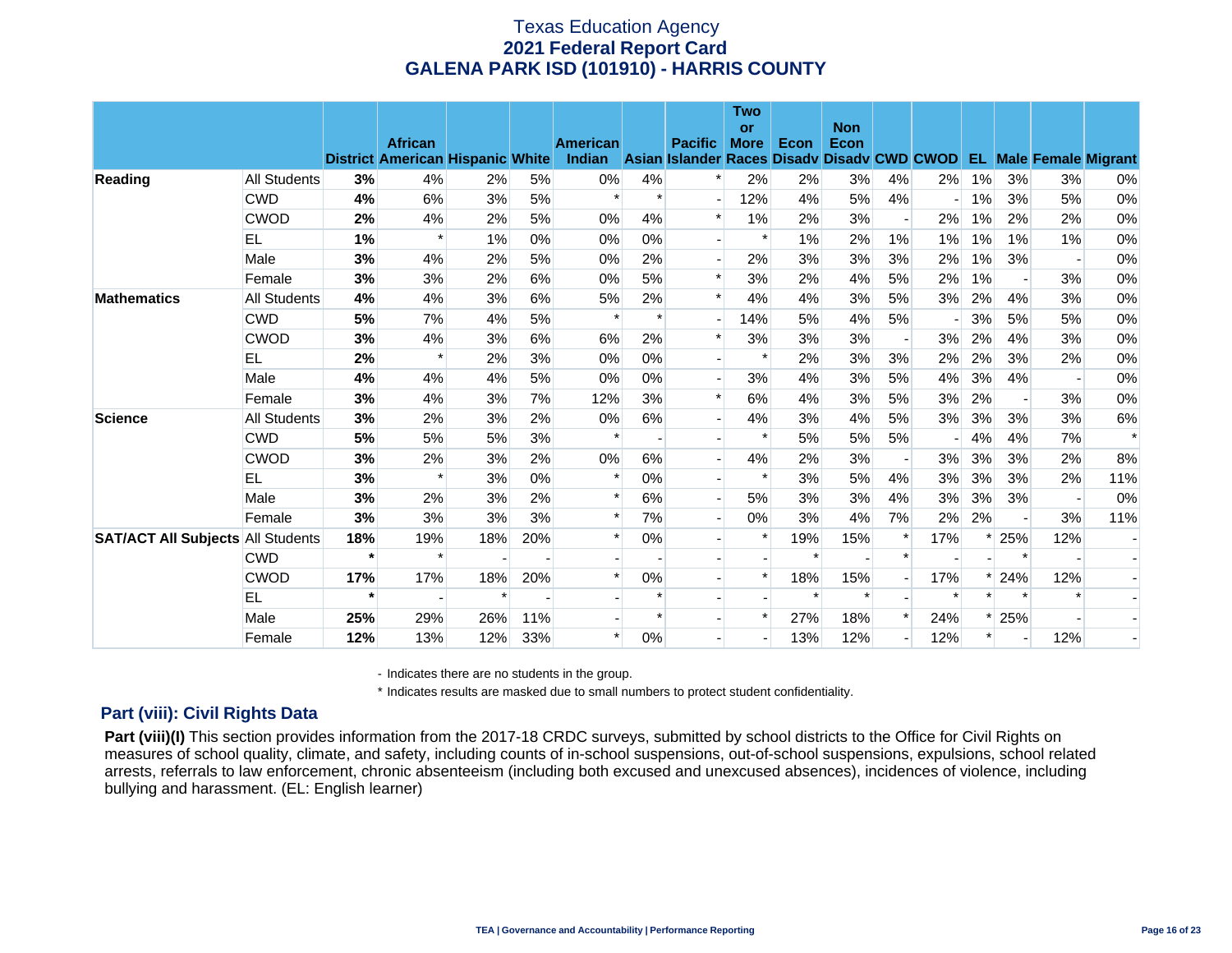# Texas Education Agency
## 2021 Federal Report Card
## GALENA PARK ISD (101910) - HARRIS COUNTY

| | | District | African American | Hispanic | White | American Indian | Asian | Pacific Islander | Two or More Races | Econ Disadv | Non Econ Disadv | CWD | CWOD | EL | Male | Female | Migrant |
|---|---|---|---|---|---|---|---|---|---|---|---|---|---|---|---|---|---|
| **Reading** | All Students | **3%** | 4% | 2% | 5% | 0% | 4% | * | 2% | 2% | 3% | 4% | 2% | 1% | 3% | 3% | 0% |
| | CWD | **4%** | 6% | 3% | 5% | * | * | - | 12% | 4% | 5% | 4% | - | 1% | 3% | 5% | 0% |
| | CWOD | **2%** | 4% | 2% | 5% | 0% | 4% | * | 1% | 2% | 3% | - | 2% | 1% | 2% | 2% | 0% |
| | EL | **1%** | * | 1% | 0% | 0% | 0% | - | * | 1% | 2% | 1% | 1% | 1% | 1% | 1% | 0% |
| | Male | **3%** | 4% | 2% | 5% | 0% | 2% | - | 2% | 3% | 3% | 3% | 2% | 1% | 3% | - | 0% |
| | Female | **3%** | 3% | 2% | 6% | 0% | 5% | * | 3% | 2% | 4% | 5% | 2% | 1% | - | 3% | 0% |
| **Mathematics** | All Students | **4%** | 4% | 3% | 6% | 5% | 2% | * | 4% | 4% | 3% | 5% | 3% | 2% | 4% | 3% | 0% |
| | CWD | **5%** | 7% | 4% | 5% | * | * | - | 14% | 5% | 4% | 5% | - | 3% | 5% | 5% | 0% |
| | CWOD | **3%** | 4% | 3% | 6% | 6% | 2% | * | 3% | 3% | 3% | - | 3% | 2% | 4% | 3% | 0% |
| | EL | **2%** | * | 2% | 3% | 0% | 0% | - | * | 2% | 3% | 3% | 2% | 2% | 3% | 2% | 0% |
| | Male | **4%** | 4% | 4% | 5% | 0% | 0% | - | 3% | 4% | 3% | 5% | 4% | 3% | 4% | - | 0% |
| | Female | **3%** | 4% | 3% | 7% | 12% | 3% | * | 6% | 4% | 3% | 5% | 3% | 2% | - | 3% | 0% |
| **Science** | All Students | **3%** | 2% | 3% | 2% | 0% | 6% | - | 4% | 3% | 4% | 5% | 3% | 3% | 3% | 3% | 6% |
| | CWD | **5%** | 5% | 5% | 3% | * | - | - | * | 5% | 5% | 5% | - | 4% | 4% | 7% | * |
| | CWOD | **3%** | 2% | 3% | 2% | 0% | 6% | - | 4% | 2% | 3% | - | 3% | 3% | 3% | 2% | 8% |
| | EL | **3%** | * | 3% | 0% | * | 0% | - | * | 3% | 5% | 4% | 3% | 3% | 3% | 2% | 11% |
| | Male | **3%** | 2% | 3% | 2% | * | 6% | - | 5% | 3% | 3% | 4% | 3% | 3% | 3% | - | 0% |
| | Female | **3%** | 3% | 3% | 3% | * | 7% | - | 0% | 3% | 4% | 7% | 2% | 2% | - | 3% | 11% |
| **SAT/ACT All Subjects** | All Students | **18%** | 19% | 18% | 20% | * | 0% | - | * | 19% | 15% | * | 17% | * | 25% | 12% | - |
| | CWD | * | * | - | - | - | - | - | - | * | - | * | - | - | * | - | - |
| | CWOD | **17%** | 17% | 18% | 20% | * | 0% | - | * | 18% | 15% | - | 17% | * | 24% | 12% | - |
| | EL | * | - | * | - | - | * | - | - | * | * | - | * | * | * | * | - |
| | Male | **25%** | 29% | 26% | 11% | - | * | - | * | 27% | 18% | * | 24% | * | 25% | - | - |
| | Female | **12%** | 13% | 12% | 33% | * | 0% | - | - | 13% | 12% | - | 12% | * | - | 12% | - |

- Indicates there are no students in the group.

\* Indicates results are masked due to small numbers to protect student confidentiality.

## Part (viii): Civil Rights Data

**Part (viii)(I)** This section provides information from the 2017-18 CRDC surveys, submitted by school districts to the Office for Civil Rights on measures of school quality, climate, and safety, including counts of in-school suspensions, out-of-school suspensions, expulsions, school related arrests, referrals to law enforcement, chronic absenteeism (including both excused and unexcused absences), incidences of violence, including bullying and harassment. (EL: English learner)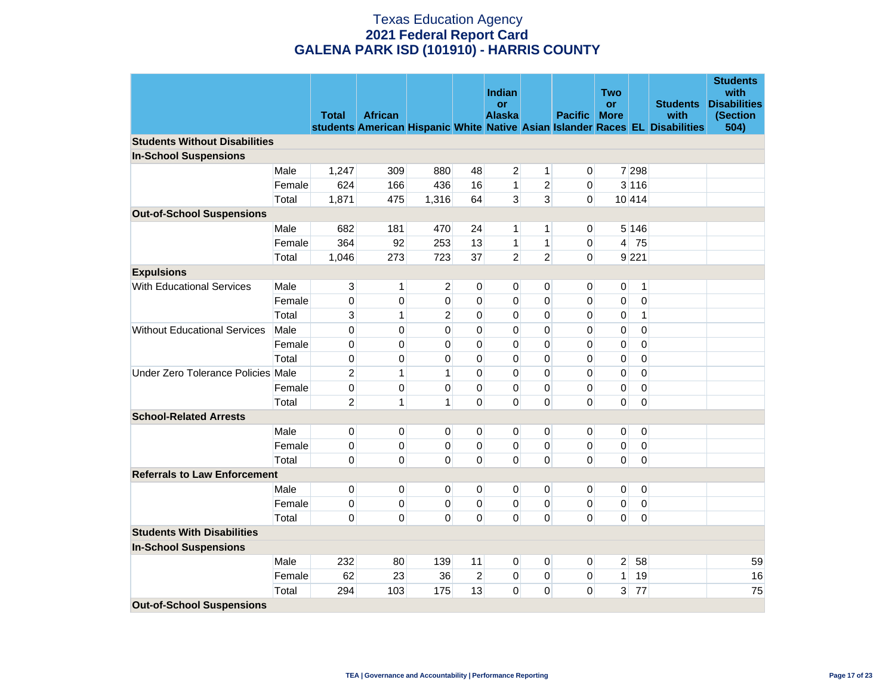# Texas Education Agency
## 2021 Federal Report Card
## GALENA PARK ISD (101910) - HARRIS COUNTY

| | | Total students | African American | Hispanic | White | Indian or Alaska Native | Asian | Pacific Islander | Two or More Races | EL | Students with Disabilities | Students with Disabilities (Section 504) |
|---|---|---|---|---|---|---|---|---|---|---|---|---|
| **Students Without Disabilities** | | | | | | | | | | | | |
| **In-School Suspensions** | | | | | | | | | | | | |
| | Male | 1,247 | 309 | 880 | 48 | 2 | 1 | 0 | 7 | 298 | | |
| | Female | 624 | 166 | 436 | 16 | 1 | 2 | 0 | 3 | 116 | | |
| | Total | 1,871 | 475 | 1,316 | 64 | 3 | 3 | 0 | 10 | 414 | | |
| **Out-of-School Suspensions** | | | | | | | | | | | | |
| | Male | 682 | 181 | 470 | 24 | 1 | 1 | 0 | 5 | 146 | | |
| | Female | 364 | 92 | 253 | 13 | 1 | 1 | 0 | 4 | 75 | | |
| | Total | 1,046 | 273 | 723 | 37 | 2 | 2 | 0 | 9 | 221 | | |
| **Expulsions** | | | | | | | | | | | | |
| With Educational Services | Male | 3 | 1 | 2 | 0 | 0 | 0 | 0 | 0 | 1 | | |
| | Female | 0 | 0 | 0 | 0 | 0 | 0 | 0 | 0 | 0 | | |
| | Total | 3 | 1 | 2 | 0 | 0 | 0 | 0 | 0 | 1 | | |
| Without Educational Services | Male | 0 | 0 | 0 | 0 | 0 | 0 | 0 | 0 | 0 | | |
| | Female | 0 | 0 | 0 | 0 | 0 | 0 | 0 | 0 | 0 | | |
| | Total | 0 | 0 | 0 | 0 | 0 | 0 | 0 | 0 | 0 | | |
| Under Zero Tolerance Policies | Male | 2 | 1 | 1 | 0 | 0 | 0 | 0 | 0 | 0 | | |
| | Female | 0 | 0 | 0 | 0 | 0 | 0 | 0 | 0 | 0 | | |
| | Total | 2 | 1 | 1 | 0 | 0 | 0 | 0 | 0 | 0 | | |
| **School-Related Arrests** | | | | | | | | | | | | |
| | Male | 0 | 0 | 0 | 0 | 0 | 0 | 0 | 0 | 0 | | |
| | Female | 0 | 0 | 0 | 0 | 0 | 0 | 0 | 0 | 0 | | |
| | Total | 0 | 0 | 0 | 0 | 0 | 0 | 0 | 0 | 0 | | |
| **Referrals to Law Enforcement** | | | | | | | | | | | | |
| | Male | 0 | 0 | 0 | 0 | 0 | 0 | 0 | 0 | 0 | | |
| | Female | 0 | 0 | 0 | 0 | 0 | 0 | 0 | 0 | 0 | | |
| | Total | 0 | 0 | 0 | 0 | 0 | 0 | 0 | 0 | 0 | | |
| **Students With Disabilities** | | | | | | | | | | | | |
| **In-School Suspensions** | | | | | | | | | | | | |
| | Male | 232 | 80 | 139 | 11 | 0 | 0 | 0 | 2 | 58 | | 59 |
| | Female | 62 | 23 | 36 | 2 | 0 | 0 | 0 | 1 | 19 | | 16 |
| | Total | 294 | 103 | 175 | 13 | 0 | 0 | 0 | 3 | 77 | | 75 |
| **Out-of-School Suspensions** | | | | | | | | | | | | |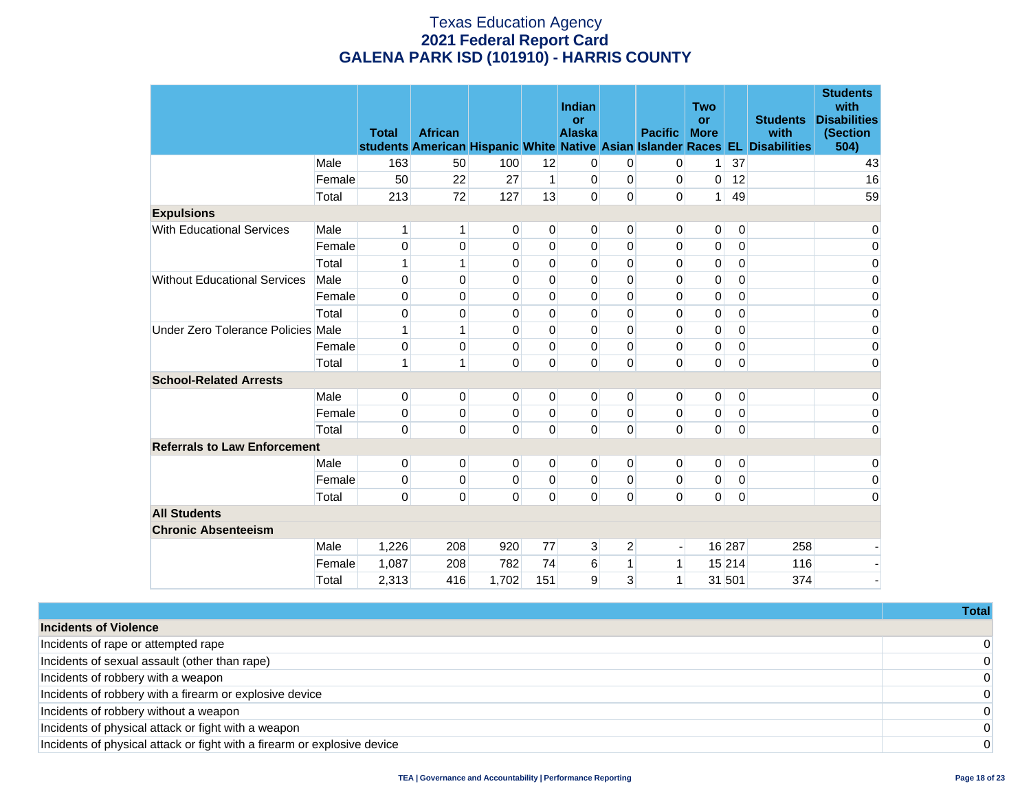# Texas Education Agency
## 2021 Federal Report Card
## GALENA PARK ISD (101910) - HARRIS COUNTY

| | | Total students | African American | Hispanic | White | Indian or Alaska Native | Asian | Pacific Islander | Two or More Races | EL | Students with Disabilities | Students with Disabilities (Section 504) |
|---|---|---|---|---|---|---|---|---|---|---|---|---|
| | Male | 163 | 50 | 100 | 12 | 0 | 0 | 0 | 1 | 37 | | 43 |
| | Female | 50 | 22 | 27 | 1 | 0 | 0 | 0 | 0 | 12 | | 16 |
| | Total | 213 | 72 | 127 | 13 | 0 | 0 | 0 | 1 | 49 | | 59 |
| **Expulsions** | | | | | | | | | | | | |
| With Educational Services | Male | 1 | 1 | 0 | 0 | 0 | 0 | 0 | 0 | 0 | | 0 |
| | Female | 0 | 0 | 0 | 0 | 0 | 0 | 0 | 0 | 0 | | 0 |
| | Total | 1 | 1 | 0 | 0 | 0 | 0 | 0 | 0 | 0 | | 0 |
| Without Educational Services | Male | 0 | 0 | 0 | 0 | 0 | 0 | 0 | 0 | 0 | | 0 |
| | Female | 0 | 0 | 0 | 0 | 0 | 0 | 0 | 0 | 0 | | 0 |
| | Total | 0 | 0 | 0 | 0 | 0 | 0 | 0 | 0 | 0 | | 0 |
| Under Zero Tolerance Policies | Male | 1 | 1 | 0 | 0 | 0 | 0 | 0 | 0 | 0 | | 0 |
| | Female | 0 | 0 | 0 | 0 | 0 | 0 | 0 | 0 | 0 | | 0 |
| | Total | 1 | 1 | 0 | 0 | 0 | 0 | 0 | 0 | 0 | | 0 |
| **School-Related Arrests** | | | | | | | | | | | | |
| | Male | 0 | 0 | 0 | 0 | 0 | 0 | 0 | 0 | 0 | | 0 |
| | Female | 0 | 0 | 0 | 0 | 0 | 0 | 0 | 0 | 0 | | 0 |
| | Total | 0 | 0 | 0 | 0 | 0 | 0 | 0 | 0 | 0 | | 0 |
| **Referrals to Law Enforcement** | | | | | | | | | | | | |
| | Male | 0 | 0 | 0 | 0 | 0 | 0 | 0 | 0 | 0 | | 0 |
| | Female | 0 | 0 | 0 | 0 | 0 | 0 | 0 | 0 | 0 | | 0 |
| | Total | 0 | 0 | 0 | 0 | 0 | 0 | 0 | 0 | 0 | | 0 |
| **All Students** | | | | | | | | | | | | |
| **Chronic Absenteeism** | | | | | | | | | | | | |
| | Male | 1,226 | 208 | 920 | 77 | 3 | 2 | - | 16 | 287 | 258 | - |
| | Female | 1,087 | 208 | 782 | 74 | 6 | 1 | 1 | 15 | 214 | 116 | - |
| | Total | 2,313 | 416 | 1,702 | 151 | 9 | 3 | 1 | 31 | 501 | 374 | - |

| | Total |
|---|---|
| **Incidents of Violence** | |
| Incidents of rape or attempted rape | 0 |
| Incidents of sexual assault (other than rape) | 0 |
| Incidents of robbery with a weapon | 0 |
| Incidents of robbery with a firearm or explosive device | 0 |
| Incidents of robbery without a weapon | 0 |
| Incidents of physical attack or fight with a weapon | 0 |
| Incidents of physical attack or fight with a firearm or explosive device | 0 |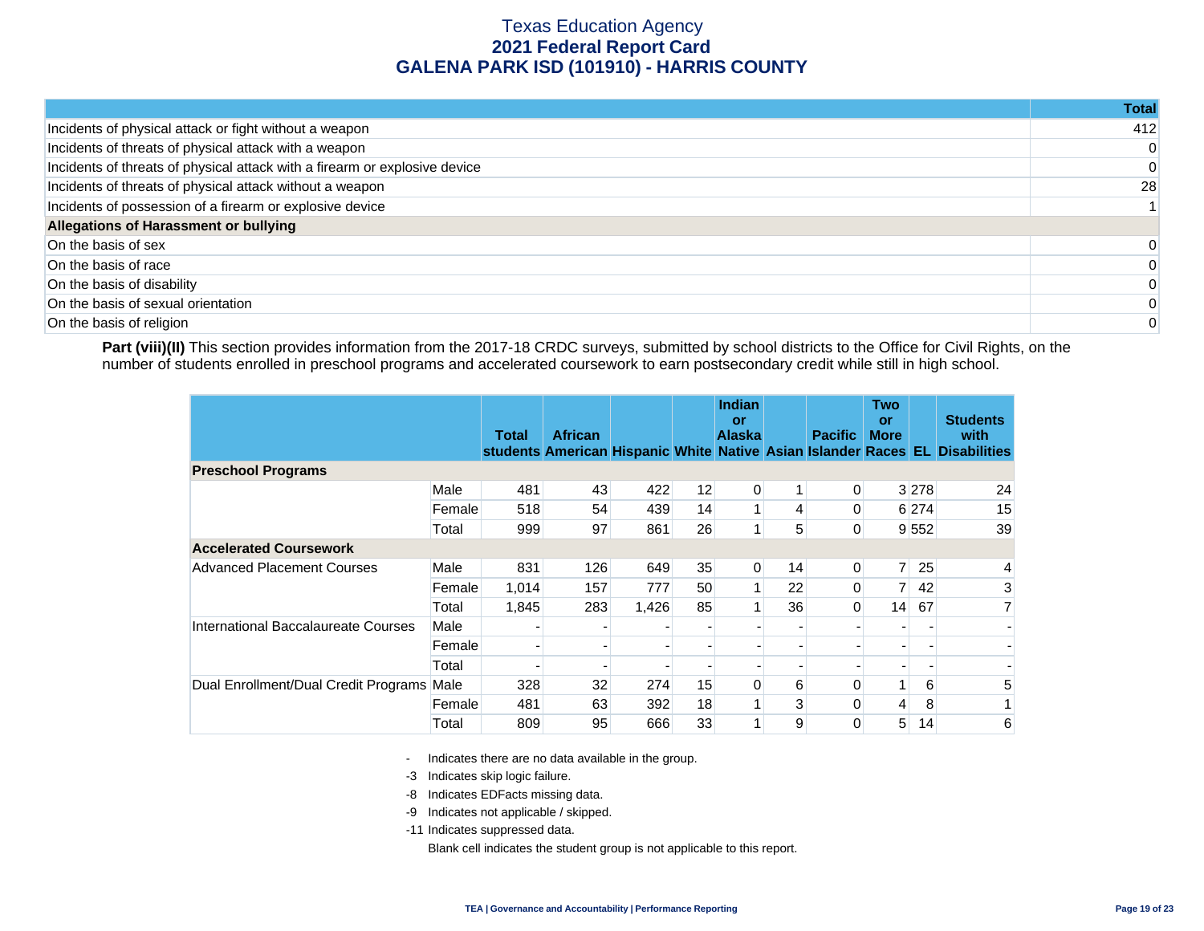# Texas Education Agency
## 2021 Federal Report Card
## GALENA PARK ISD (101910) - HARRIS COUNTY

| | Total |
|---|---|
| Incidents of physical attack or fight without a weapon | 412 |
| Incidents of threats of physical attack with a weapon | 0 |
| Incidents of threats of physical attack with a firearm or explosive device | 0 |
| Incidents of threats of physical attack without a weapon | 28 |
| Incidents of possession of a firearm or explosive device | 1 |
| **Allegations of Harassment or bullying** | |
| On the basis of sex | 0 |
| On the basis of race | 0 |
| On the basis of disability | 0 |
| On the basis of sexual orientation | 0 |
| On the basis of religion | 0 |

**Part (viii)(II)** This section provides information from the 2017-18 CRDC surveys, submitted by school districts to the Office for Civil Rights, on the number of students enrolled in preschool programs and accelerated coursework to earn postsecondary credit while still in high school.

| | | Total students | African American | Hispanic | White | Indian or Alaska Native | Asian | Pacific Islander | Two or More Races | EL | Students with Disabilities |
|---|---|---|---|---|---|---|---|---|---|---|---|
| **Preschool Programs** | | | | | | | | | | | |
| | Male | 481 | 43 | 422 | 12 | 0 | 1 | 0 | 3 | 278 | 24 |
| | Female | 518 | 54 | 439 | 14 | 1 | 4 | 0 | 6 | 274 | 15 |
| | Total | 999 | 97 | 861 | 26 | 1 | 5 | 0 | 9 | 552 | 39 |
| **Accelerated Coursework** | | | | | | | | | | | |
| Advanced Placement Courses | Male | 831 | 126 | 649 | 35 | 0 | 14 | 0 | 7 | 25 | 4 |
| | Female | 1,014 | 157 | 777 | 50 | 1 | 22 | 0 | 7 | 42 | 3 |
| | Total | 1,845 | 283 | 1,426 | 85 | 1 | 36 | 0 | 14 | 67 | 7 |
| International Baccalaureate Courses | Male | - | - | - | - | - | - | - | - | - | - |
| | Female | - | - | - | - | - | - | - | - | - | - |
| | Total | - | - | - | - | - | - | - | - | - | - |
| Dual Enrollment/Dual Credit Programs | Male | 328 | 32 | 274 | 15 | 0 | 6 | 0 | 1 | 6 | 5 |
| | Female | 481 | 63 | 392 | 18 | 1 | 3 | 0 | 4 | 8 | 1 |
| | Total | 809 | 95 | 666 | 33 | 1 | 9 | 0 | 5 | 14 | 6 |

- Indicates there are no data available in the group.
-3 Indicates skip logic failure.
-8 Indicates EDFacts missing data.
-9 Indicates not applicable / skipped.
-11 Indicates suppressed data.
Blank cell indicates the student group is not applicable to this report.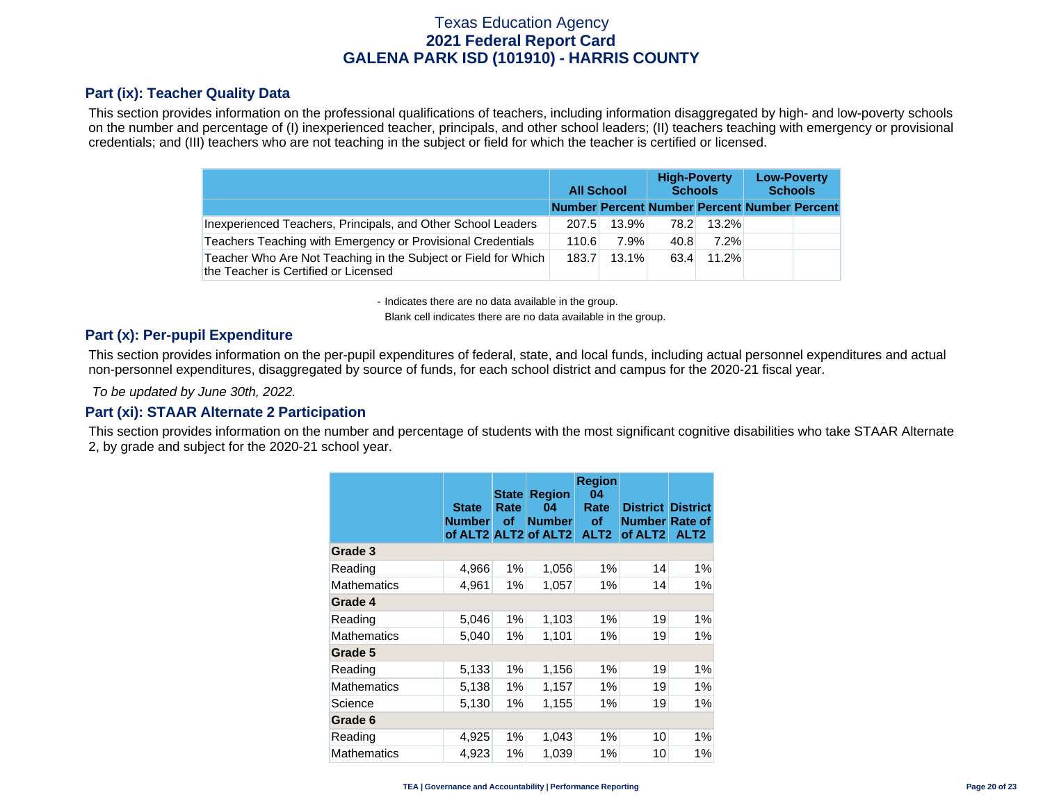# Texas Education Agency
## 2021 Federal Report Card
## GALENA PARK ISD (101910) - HARRIS COUNTY

### Part (ix): Teacher Quality Data

This section provides information on the professional qualifications of teachers, including information disaggregated by high- and low-poverty schools on the number and percentage of (I) inexperienced teacher, principals, and other school leaders; (II) teachers teaching with emergency or provisional credentials; and (III) teachers who are not teaching in the subject or field for which the teacher is certified or licensed.

| | All School | | High-Poverty Schools | | Low-Poverty Schools | |
|---|---|---|---|---|---|---|
| | Number | Percent | Number | Percent | Number | Percent |
| Inexperienced Teachers, Principals, and Other School Leaders | 207.5 | 13.9% | 78.2 | 13.2% | | |
| Teachers Teaching with Emergency or Provisional Credentials | 110.6 | 7.9% | 40.8 | 7.2% | | |
| Teacher Who Are Not Teaching in the Subject or Field for Which the Teacher is Certified or Licensed | 183.7 | 13.1% | 63.4 | 11.2% | | |

- Indicates there are no data available in the group.
Blank cell indicates there are no data available in the group.

### Part (x): Per-pupil Expenditure

This section provides information on the per-pupil expenditures of federal, state, and local funds, including actual personnel expenditures and actual non-personnel expenditures, disaggregated by source of funds, for each school district and campus for the 2020-21 fiscal year.

*To be updated by June 30th, 2022.*

### Part (xi): STAAR Alternate 2 Participation

This section provides information on the number and percentage of students with the most significant cognitive disabilities who take STAAR Alternate 2, by grade and subject for the 2020-21 school year.

| | State Number of ALT2 | State Rate of ALT2 | Region 04 Number of ALT2 | Region 04 Rate of ALT2 | District Number of ALT2 | District Rate of ALT2 |
|---|---|---|---|---|---|---|
| **Grade 3** | | | | | | |
| Reading | 4,966 | 1% | 1,056 | 1% | 14 | 1% |
| Mathematics | 4,961 | 1% | 1,057 | 1% | 14 | 1% |
| **Grade 4** | | | | | | |
| Reading | 5,046 | 1% | 1,103 | 1% | 19 | 1% |
| Mathematics | 5,040 | 1% | 1,101 | 1% | 19 | 1% |
| **Grade 5** | | | | | | |
| Reading | 5,133 | 1% | 1,156 | 1% | 19 | 1% |
| Mathematics | 5,138 | 1% | 1,157 | 1% | 19 | 1% |
| Science | 5,130 | 1% | 1,155 | 1% | 19 | 1% |
| **Grade 6** | | | | | | |
| Reading | 4,925 | 1% | 1,043 | 1% | 10 | 1% |
| Mathematics | 4,923 | 1% | 1,039 | 1% | 10 | 1% |